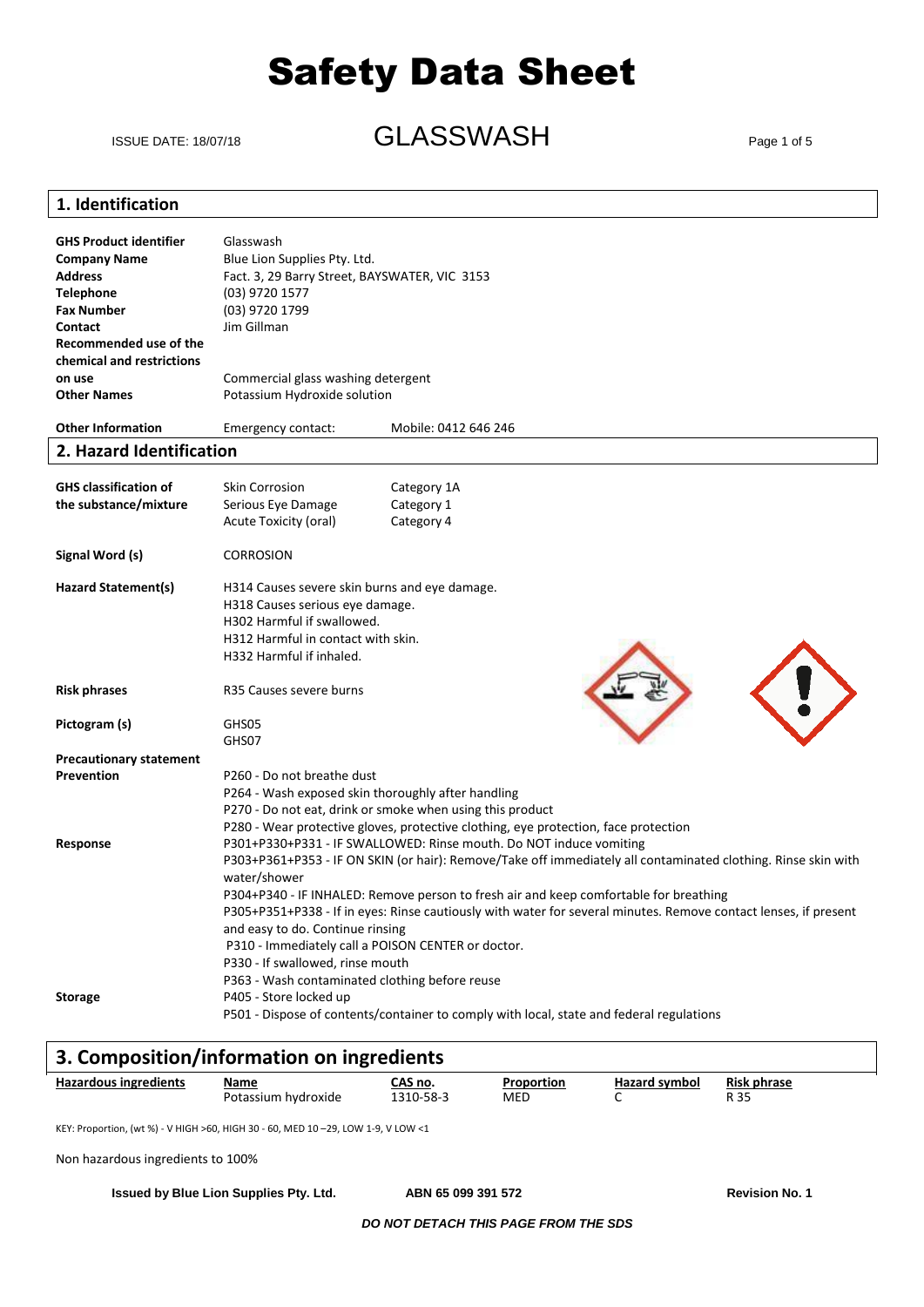# Safety Data Sheet

ISSUE DATE: 18/07/18

## GLASSWASH

## 1. Identification

| | | |
|---|---|---|
| **GHS Product identifier** | Glasswash | |
| **Company Name** | Blue Lion Supplies Pty. Ltd. | |
| **Address** | Fact. 3, 29 Barry Street, BAYSWATER, VIC 3153 | |
| **Telephone** | (03) 9720 1577 | |
| **Fax Number** | (03) 9720 1799 | |
| **Contact** | Jim Gillman | |
| **Recommended use of the chemical and restrictions on use** | Commercial glass washing detergent | |
| **Other Names** | Potassium Hydroxide solution | |
| **Other Information** | Emergency contact: | Mobile: 0412 646 246 |

## 2. Hazard Identification

| | | |
|---|---|---|
| **GHS classification of the substance/mixture** | Skin Corrosion | Category 1A |
| | Serious Eye Damage | Category 1 |
| | Acute Toxicity (oral) | Category 4 |

**Signal Word (s)** CORROSION

**Hazard Statement(s)**
H314 Causes severe skin burns and eye damage.
H318 Causes serious eye damage.
H302 Harmful if swallowed.
H312 Harmful in contact with skin.
H332 Harmful if inhaled.

**Risk phrases** R35 Causes severe burns

**Pictogram (s)**
GHS05
GHS07

**Precautionary statement**

**Prevention**
P260 - Do not breathe dust
P264 - Wash exposed skin thoroughly after handling
P270 - Do not eat, drink or smoke when using this product
P280 - Wear protective gloves, protective clothing, eye protection, face protection

**Response**
P301+P330+P331 - IF SWALLOWED: Rinse mouth. Do NOT induce vomiting
P303+P361+P353 - IF ON SKIN (or hair): Remove/Take off immediately all contaminated clothing. Rinse skin with water/shower
P304+P340 - IF INHALED: Remove person to fresh air and keep comfortable for breathing
P305+P351+P338 - If in eyes: Rinse cautiously with water for several minutes. Remove contact lenses, if present and easy to do. Continue rinsing
P310 - Immediately call a POISON CENTER or doctor.
P330 - If swallowed, rinse mouth
P363 - Wash contaminated clothing before reuse

**Storage**
P405 - Store locked up
P501 - Dispose of contents/container to comply with local, state and federal regulations

## 3. Composition/information on ingredients

| Hazardous ingredients | Name | CAS no. | Proportion | Hazard symbol | Risk phrase |
|---|---|---|---|---|---|
| | Potassium hydroxide | 1310-58-3 | MED | C | R 35 |

KEY: Proportion, (wt %) - V HIGH >60, HIGH 30 - 60, MED 10 –29, LOW 1-9, V LOW <1

Non hazardous ingredients to 100%

**Issued by Blue Lion Supplies Pty. Ltd.** **ABN 65 099 391 572** **Revision No. 1**

*DO NOT DETACH THIS PAGE FROM THE SDS*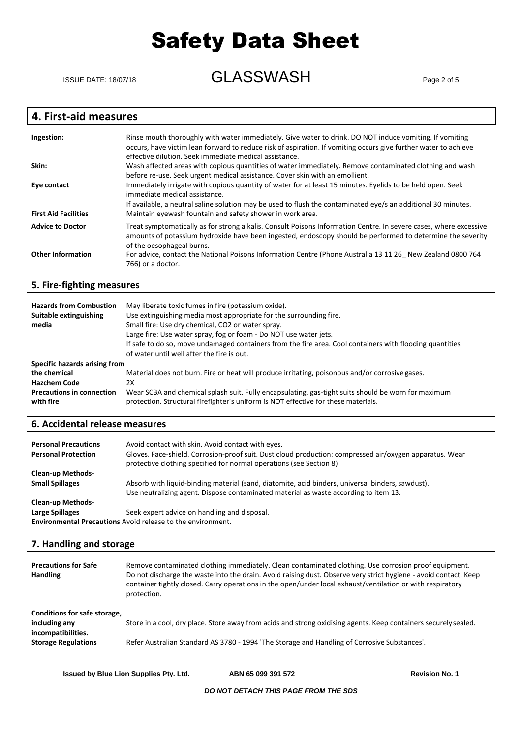## 4. First-aid measures

| | |
|---|---|
| **Ingestion:** | Rinse mouth thoroughly with water immediately. Give water to drink. DO NOT induce vomiting. If vomiting occurs, have victim lean forward to reduce risk of aspiration. If vomiting occurs give further water to achieve effective dilution. Seek immediate medical assistance. |
| **Skin:** | Wash affected areas with copious quantities of water immediately. Remove contaminated clothing and wash before re-use. Seek urgent medical assistance. Cover skin with an emollient. |
| **Eye contact** | Immediately irrigate with copious quantity of water for at least 15 minutes. Eyelids to be held open. Seek immediate medical assistance. If available, a neutral saline solution may be used to flush the contaminated eye/s an additional 30 minutes. |
| **First Aid Facilities** | Maintain eyewash fountain and safety shower in work area. |
| **Advice to Doctor** | Treat symptomatically as for strong alkalis. Consult Poisons Information Centre. In severe cases, where excessive amounts of potassium hydroxide have been ingested, endoscopy should be performed to determine the severity of the oesophageal burns. |
| **Other Information** | For advice, contact the National Poisons Information Centre (Phone Australia 13 11 26_ New Zealand 0800 764 766) or a doctor. |

## 5. Fire-fighting measures

| | |
|---|---|
| **Hazards from Combustion** | May liberate toxic fumes in fire (potassium oxide). |
| **Suitable extinguishing media** | Use extinguishing media most appropriate for the surrounding fire. Small fire: Use dry chemical, CO2 or water spray. Large fire: Use water spray, fog or foam - Do NOT use water jets. If safe to do so, move undamaged containers from the fire area. Cool containers with flooding quantities of water until well after the fire is out. |
| **Specific hazards arising from the chemical** | Material does not burn. Fire or heat will produce irritating, poisonous and/or corrosive gases. |
| **Hazchem Code** | 2X |
| **Precautions in connection with fire** | Wear SCBA and chemical splash suit. Fully encapsulating, gas-tight suits should be worn for maximum protection. Structural firefighter's uniform is NOT effective for these materials. |

## 6. Accidental release measures

| | |
|---|---|
| **Personal Precautions** | Avoid contact with skin. Avoid contact with eyes. |
| **Personal Protection** | Gloves. Face-shield. Corrosion-proof suit. Dust cloud production: compressed air/oxygen apparatus. Wear protective clothing specified for normal operations (see Section 8) |
| **Clean-up Methods- Small Spillages** | Absorb with liquid-binding material (sand, diatomite, acid binders, universal binders, sawdust). Use neutralizing agent. Dispose contaminated material as waste according to item 13. |
| **Clean-up Methods- Large Spillages** | Seek expert advice on handling and disposal. |
| **Environmental Precautions** | Avoid release to the environment. |

## 7. Handling and storage

| | |
|---|---|
| **Precautions for Safe Handling** | Remove contaminated clothing immediately. Clean contaminated clothing. Use corrosion proof equipment. Do not discharge the waste into the drain. Avoid raising dust. Observe very strict hygiene - avoid contact. Keep container tightly closed. Carry operations in the open/under local exhaust/ventilation or with respiratory protection. |
| **Conditions for safe storage, including any incompatibilities.** | Store in a cool, dry place. Store away from acids and strong oxidising agents. Keep containers securely sealed. |
| **Storage Regulations** | Refer Australian Standard AS 3780 - 1994 'The Storage and Handling of Corrosive Substances'. |

**Issued by Blue Lion Supplies Pty. Ltd.** **ABN 65 099 391 572** **Revision No. 1**

***DO NOT DETACH THIS PAGE FROM THE SDS***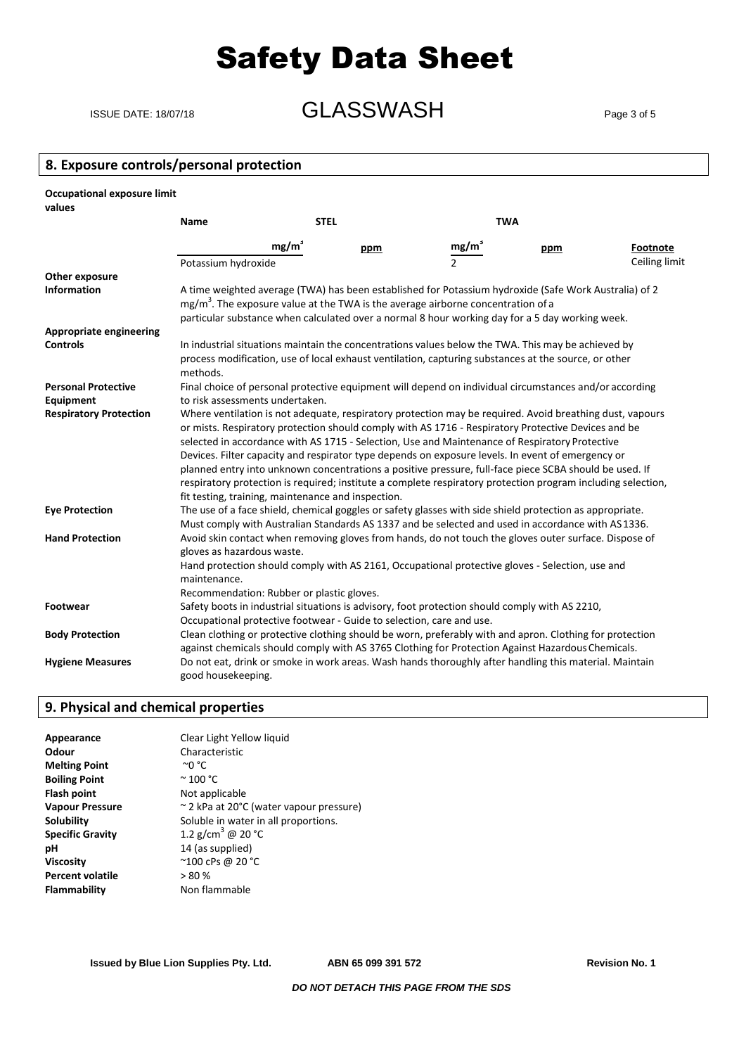## 8. Exposure controls/personal protection

**Occupational exposure limit values**

| Name | STEL | | TWA | | |
|---|---|---|---|---|---|
| | mg/m³ | ppm | mg/m³ | ppm | Footnote |
| Potassium hydroxide | | | 2 | | Ceiling limit |

**Other exposure Information**
A time weighted average (TWA) has been established for Potassium hydroxide (Safe Work Australia) of 2 mg/m³. The exposure value at the TWA is the average airborne concentration of a particular substance when calculated over a normal 8 hour working day for a 5 day working week.

**Appropriate engineering Controls**
In industrial situations maintain the concentrations values below the TWA. This may be achieved by process modification, use of local exhaust ventilation, capturing substances at the source, or other methods.

**Personal Protective Equipment**
Final choice of personal protective equipment will depend on individual circumstances and/or according to risk assessments undertaken.

**Respiratory Protection**
Where ventilation is not adequate, respiratory protection may be required. Avoid breathing dust, vapours or mists. Respiratory protection should comply with AS 1716 - Respiratory Protective Devices and be selected in accordance with AS 1715 - Selection, Use and Maintenance of Respiratory Protective Devices. Filter capacity and respirator type depends on exposure levels. In event of emergency or planned entry into unknown concentrations a positive pressure, full-face piece SCBA should be used. If respiratory protection is required; institute a complete respiratory protection program including selection, fit testing, training, maintenance and inspection.

**Eye Protection**
The use of a face shield, chemical goggles or safety glasses with side shield protection as appropriate. Must comply with Australian Standards AS 1337 and be selected and used in accordance with AS 1336.

**Hand Protection**
Avoid skin contact when removing gloves from hands, do not touch the gloves outer surface. Dispose of gloves as hazardous waste.
Hand protection should comply with AS 2161, Occupational protective gloves - Selection, use and maintenance.
Recommendation: Rubber or plastic gloves.

**Footwear**
Safety boots in industrial situations is advisory, foot protection should comply with AS 2210, Occupational protective footwear - Guide to selection, care and use.

**Body Protection**
Clean clothing or protective clothing should be worn, preferably with and apron. Clothing for protection against chemicals should comply with AS 3765 Clothing for Protection Against Hazardous Chemicals.

**Hygiene Measures**
Do not eat, drink or smoke in work areas. Wash hands thoroughly after handling this material. Maintain good housekeeping.

## 9. Physical and chemical properties

| | |
|---|---|
| **Appearance** | Clear Light Yellow liquid |
| **Odour** | Characteristic |
| **Melting Point** | ~0 °C |
| **Boiling Point** | ~ 100 °C |
| **Flash point** | Not applicable |
| **Vapour Pressure** | ~ 2 kPa at 20°C (water vapour pressure) |
| **Solubility** | Soluble in water in all proportions. |
| **Specific Gravity** | 1.2 g/cm³ @ 20 °C |
| **pH** | 14 (as supplied) |
| **Viscosity** | ~100 cPs @ 20 °C |
| **Percent volatile** | > 80 % |
| **Flammability** | Non flammable |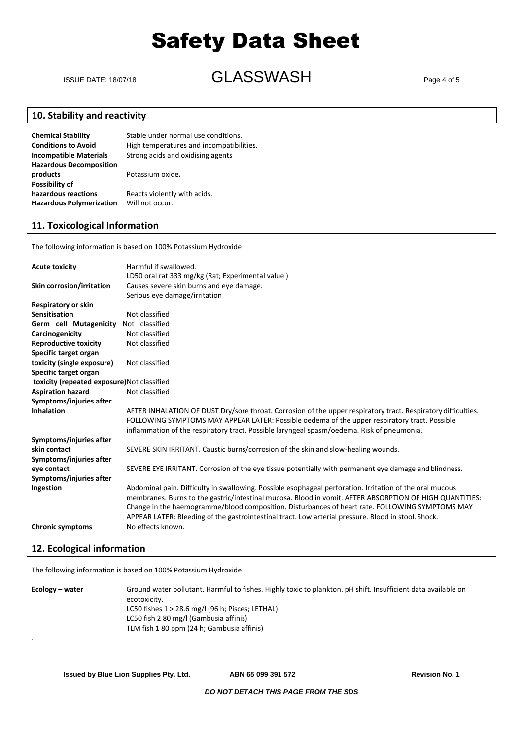## 10. Stability and reactivity

| | |
|---|---|
| **Chemical Stability** | Stable under normal use conditions. |
| **Conditions to Avoid** | High temperatures and incompatibilities. |
| **Incompatible Materials** | Strong acids and oxidising agents |
| **Hazardous Decomposition products** | Potassium oxide. |
| **Possibility of hazardous reactions** | Reacts violently with acids. |
| **Hazardous Polymerization** | Will not occur. |

## 11. Toxicological Information

The following information is based on 100% Potassium Hydroxide

| | |
|---|---|
| **Acute toxicity** | Harmful if swallowed.<br>LD50 oral rat 333 mg/kg (Rat; Experimental value ) |
| **Skin corrosion/irritation** | Causes severe skin burns and eye damage.<br>Serious eye damage/irritation |
| **Respiratory or skin Sensitisation** | Not classified |
| **Germ cell Mutagenicity** | Not classified |
| **Carcinogenicity** | Not classified |
| **Reproductive toxicity** | Not classified |
| **Specific target organ toxicity (single exposure)** | Not classified |
| **Specific target organ toxicity (repeated exposure)** | Not classified |
| **Aspiration hazard** | Not classified |
| **Symptoms/injuries after Inhalation** | AFTER INHALATION OF DUST Dry/sore throat. Corrosion of the upper respiratory tract. Respiratory difficulties. FOLLOWING SYMPTOMS MAY APPEAR LATER: Possible oedema of the upper respiratory tract. Possible inflammation of the respiratory tract. Possible laryngeal spasm/oedema. Risk of pneumonia. |
| **Symptoms/injuries after skin contact** | SEVERE SKIN IRRITANT. Caustic burns/corrosion of the skin and slow-healing wounds. |
| **Symptoms/injuries after eye contact** | SEVERE EYE IRRITANT. Corrosion of the eye tissue potentially with permanent eye damage and blindness. |
| **Symptoms/injuries after Ingestion** | Abdominal pain. Difficulty in swallowing. Possible esophageal perforation. Irritation of the oral mucous membranes. Burns to the gastric/intestinal mucosa. Blood in vomit. AFTER ABSORPTION OF HIGH QUANTITIES: Change in the haemogramme/blood composition. Disturbances of heart rate. FOLLOWING SYMPTOMS MAY APPEAR LATER: Bleeding of the gastrointestinal tract. Low arterial pressure. Blood in stool. Shock. |
| **Chronic symptoms** | No effects known. |

## 12. Ecological information

The following information is based on 100% Potassium Hydroxide

| | |
|---|---|
| **Ecology – water** | Ground water pollutant. Harmful to fishes. Highly toxic to plankton. pH shift. Insufficient data available on ecotoxicity.<br>LC50 fishes 1 > 28.6 mg/l (96 h; Pisces; LETHAL)<br>LC50 fish 2 80 mg/l (Gambusia affinis)<br>TLM fish 1 80 ppm (24 h; Gambusia affinis) |

**Issued by Blue Lion Supplies Pty. Ltd.** **ABN 65 099 391 572** **Revision No. 1**

***DO NOT DETACH THIS PAGE FROM THE SDS***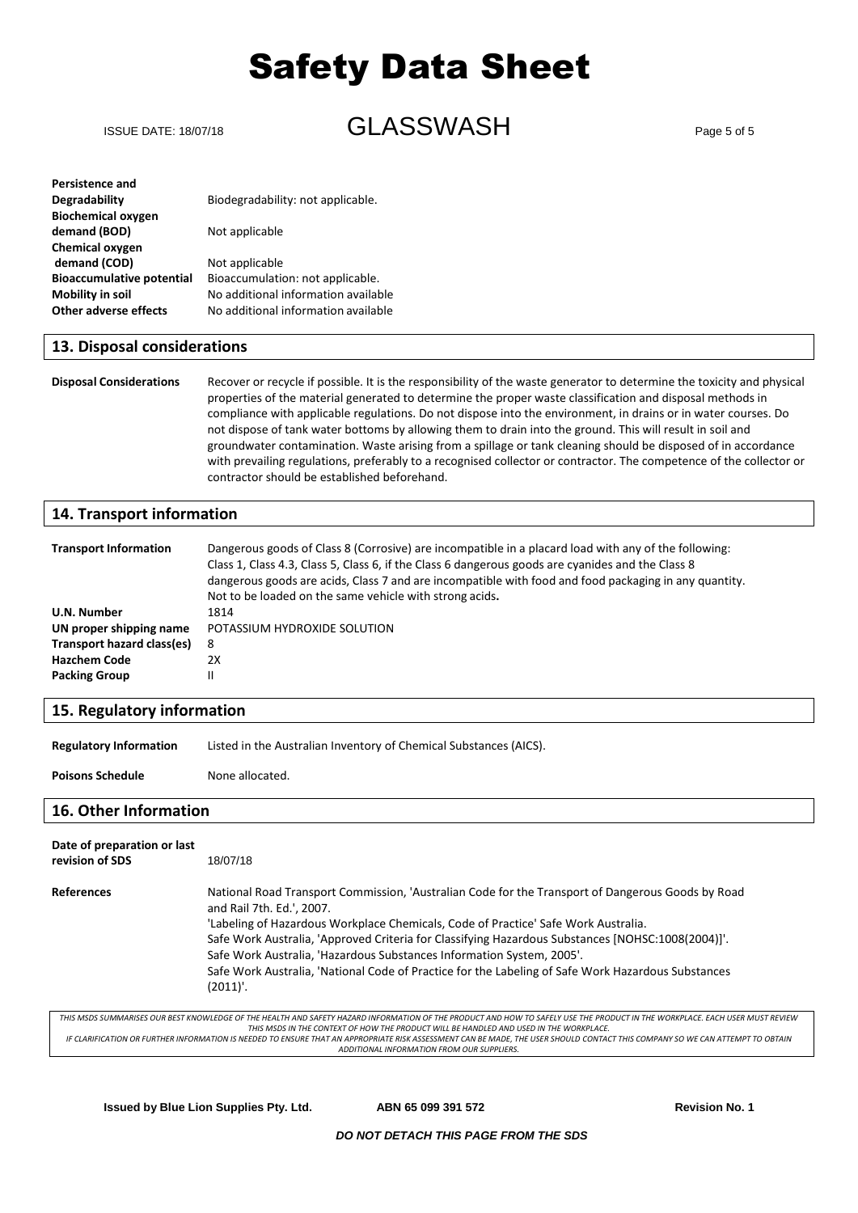| | |
|---|---|
| **Persistence and Degradability** | Biodegradability: not applicable. |
| **Biochemical oxygen demand (BOD)** | Not applicable |
| **Chemical oxygen demand (COD)** | Not applicable |
| **Bioaccumulative potential** | Bioaccumulation: not applicable. |
| **Mobility in soil** | No additional information available |
| **Other adverse effects** | No additional information available |

## 13. Disposal considerations

**Disposal Considerations** Recover or recycle if possible. It is the responsibility of the waste generator to determine the toxicity and physical properties of the material generated to determine the proper waste classification and disposal methods in compliance with applicable regulations. Do not dispose into the environment, in drains or in water courses. Do not dispose of tank water bottoms by allowing them to drain into the ground. This will result in soil and groundwater contamination. Waste arising from a spillage or tank cleaning should be disposed of in accordance with prevailing regulations, preferably to a recognised collector or contractor. The competence of the collector or contractor should be established beforehand.

## 14. Transport information

**Transport Information** Dangerous goods of Class 8 (Corrosive) are incompatible in a placard load with any of the following: Class 1, Class 4.3, Class 5, Class 6, if the Class 6 dangerous goods are cyanides and the Class 8 dangerous goods are acids, Class 7 and are incompatible with food and food packaging in any quantity. Not to be loaded on the same vehicle with strong acids**.**

| | |
|---|---|
| **U.N. Number** | 1814 |
| **UN proper shipping name** | POTASSIUM HYDROXIDE SOLUTION |
| **Transport hazard class(es)** | 8 |
| **Hazchem Code** | 2X |
| **Packing Group** | II |

## 15. Regulatory information

**Regulatory Information** Listed in the Australian Inventory of Chemical Substances (AICS).

**Poisons Schedule** None allocated.

## 16. Other Information

**Date of preparation or last revision of SDS** 18/07/18

**References**

National Road Transport Commission, 'Australian Code for the Transport of Dangerous Goods by Road and Rail 7th. Ed.', 2007.
'Labeling of Hazardous Workplace Chemicals, Code of Practice' Safe Work Australia.
Safe Work Australia, 'Approved Criteria for Classifying Hazardous Substances [NOHSC:1008(2004)]'.
Safe Work Australia, 'Hazardous Substances Information System, 2005'.
Safe Work Australia, 'National Code of Practice for the Labeling of Safe Work Hazardous Substances (2011)'.

*THIS MSDS SUMMARISES OUR BEST KNOWLEDGE OF THE HEALTH AND SAFETY HAZARD INFORMATION OF THE PRODUCT AND HOW TO SAFELY USE THE PRODUCT IN THE WORKPLACE. EACH USER MUST REVIEW THIS MSDS IN THE CONTEXT OF HOW THE PRODUCT WILL BE HANDLED AND USED IN THE WORKPLACE.*
*IF CLARIFICATION OR FURTHER INFORMATION IS NEEDED TO ENSURE THAT AN APPROPRIATE RISK ASSESSMENT CAN BE MADE, THE USER SHOULD CONTACT THIS COMPANY SO WE CAN ATTEMPT TO OBTAIN ADDITIONAL INFORMATION FROM OUR SUPPLIERS.*

**Issued by Blue Lion Supplies Pty. Ltd.** **ABN 65 099 391 572** **Revision No. 1**

***DO NOT DETACH THIS PAGE FROM THE SDS***